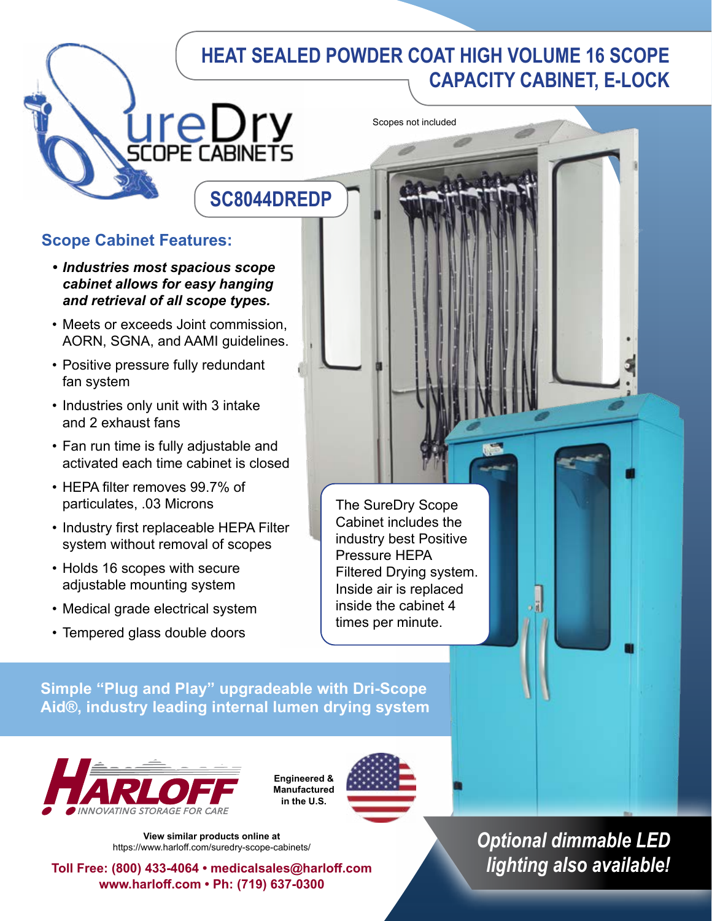# HEAT SEALED POWDER COAT HIGH VOLUME 16 SCOPE CAPACITY CABINET, E-LOCK

SureDry SCOPE CABINETS

## SC8044DREDP

Scopes not included

### Scope Cabinet Features:

- ***Industries most spacious scope cabinet allows for easy hanging and retrieval of all scope types.***
- Meets or exceeds Joint commission, AORN, SGNA, and AAMI guidelines.
- Positive pressure fully redundant fan system
- Industries only unit with 3 intake and 2 exhaust fans
- Fan run time is fully adjustable and activated each time cabinet is closed
- HEPA filter removes 99.7% of particulates, .03 Microns
- Industry first replaceable HEPA Filter system without removal of scopes
- Holds 16 scopes with secure adjustable mounting system
- Medical grade electrical system
- Tempered glass double doors

The SureDry Scope Cabinet includes the industry best Positive Pressure HEPA Filtered Drying system. Inside air is replaced inside the cabinet 4 times per minute.

**Simple "Plug and Play" upgradeable with Dri-Scope Aid®, industry leading internal lumen drying system**

HARLOFF
INNOVATING STORAGE FOR CARE

**Engineered & Manufactured in the U.S.**

***Optional dimmable LED lighting also available!***

**View similar products online at**
https://www.harloff.com/suredry-scope-cabinets/

**Toll Free: (800) 433-4064 • medicalsales@harloff.com**
**www.harloff.com • Ph: (719) 637-0300**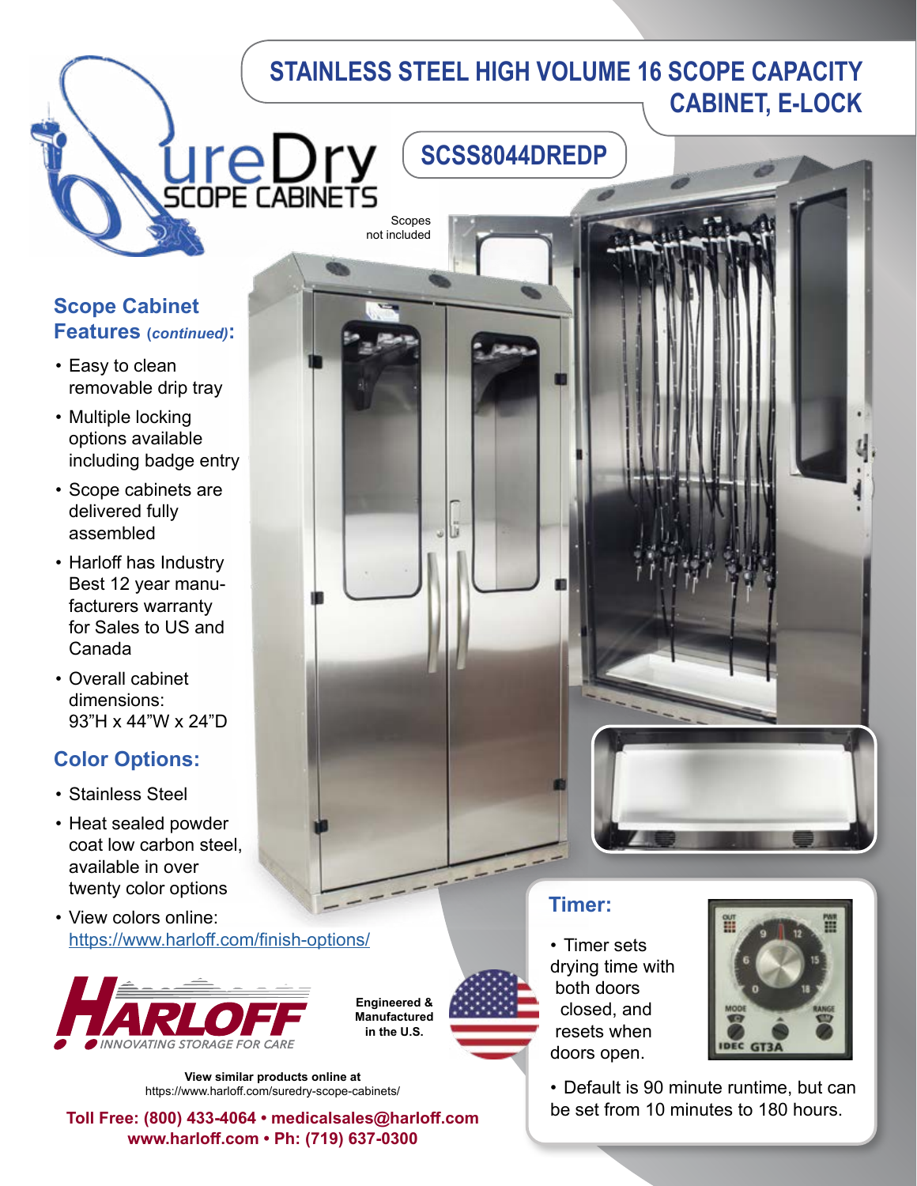# STAINLESS STEEL HIGH VOLUME 16 SCOPE CAPACITY CABINET, E-LOCK

## SCSS8044DREDP

SureDry SCOPE CABINETS

Scopes not included

## Scope Cabinet Features *(continued)*:

- Easy to clean removable drip tray
- Multiple locking options available including badge entry
- Scope cabinets are delivered fully assembled
- Harloff has Industry Best 12 year manufacturers warranty for Sales to US and Canada
- Overall cabinet dimensions: 93"H x 44"W x 24"D

## Color Options:

- Stainless Steel
- Heat sealed powder coat low carbon steel, available in over twenty color options
- View colors online: https://www.harloff.com/finish-options/

## Timer:

- Timer sets drying time with both doors closed, and resets when doors open.
- Default is 90 minute runtime, but can be set from 10 minutes to 180 hours.

HARLOFF — INNOVATING STORAGE FOR CARE

Engineered & Manufactured in the U.S.

**View similar products online at**
https://www.harloff.com/suredry-scope-cabinets/

**Toll Free: (800) 433-4064 • medicalsales@harloff.com**
**www.harloff.com • Ph: (719) 637-0300**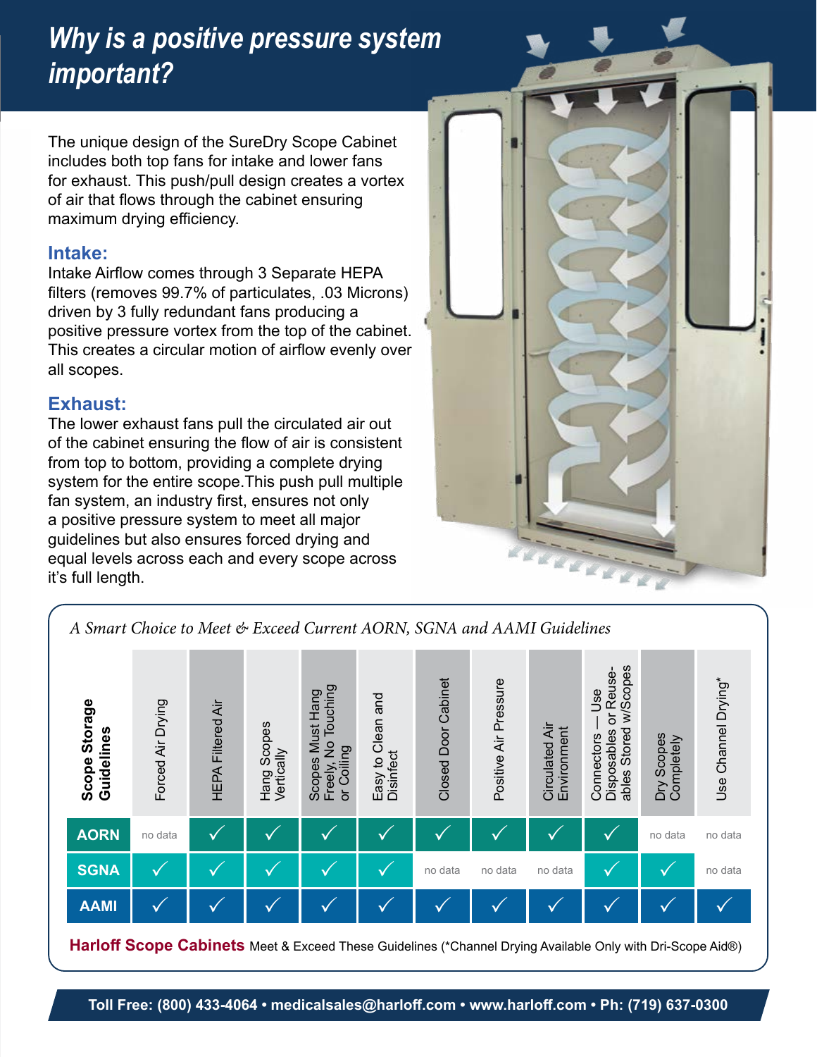# Why is a positive pressure system important?

The unique design of the SureDry Scope Cabinet includes both top fans for intake and lower fans for exhaust. This push/pull design creates a vortex of air that flows through the cabinet ensuring maximum drying efficiency.

### Intake:

Intake Airflow comes through 3 Separate HEPA filters (removes 99.7% of particulates, .03 Microns) driven by 3 fully redundant fans producing a positive pressure vortex from the top of the cabinet. This creates a circular motion of airflow evenly over all scopes.

### Exhaust:

The lower exhaust fans pull the circulated air out of the cabinet ensuring the flow of air is consistent from top to bottom, providing a complete drying system for the entire scope.This push pull multiple fan system, an industry first, ensures not only a positive pressure system to meet all major guidelines but also ensures forced drying and equal levels across each and every scope across it's full length.

*A Smart Choice to Meet & Exceed Current AORN, SGNA and AAMI Guidelines*

| Scope Storage Guidelines | Forced Air Drying | HEPA Filtered Air | Hang Scopes Vertically | Scopes Must Hang Freely, No Touching or Coiling | Easy to Clean and Disinfect | Closed Door Cabinet | Positive Air Pressure | Circulated Air Environment | Connectors — Use Disposables or Reuseables Stored w/Scopes | Dry Scopes Completely | Use Channel Drying* |
|---|---|---|---|---|---|---|---|---|---|---|---|
| AORN | no data | ✓ | ✓ | ✓ | ✓ | ✓ | ✓ | ✓ | ✓ | no data | no data |
| SGNA | ✓ | ✓ | ✓ | ✓ | ✓ | no data | no data | no data | ✓ | ✓ | no data |
| AAMI | ✓ | ✓ | ✓ | ✓ | ✓ | ✓ | ✓ | ✓ | ✓ | ✓ | ✓ |

**Harloff Scope Cabinets** Meet & Exceed These Guidelines (*Channel Drying Available Only with Dri-Scope Aid®)

**Toll Free: (800) 433-4064 • medicalsales@harloff.com • www.harloff.com • Ph: (719) 637-0300**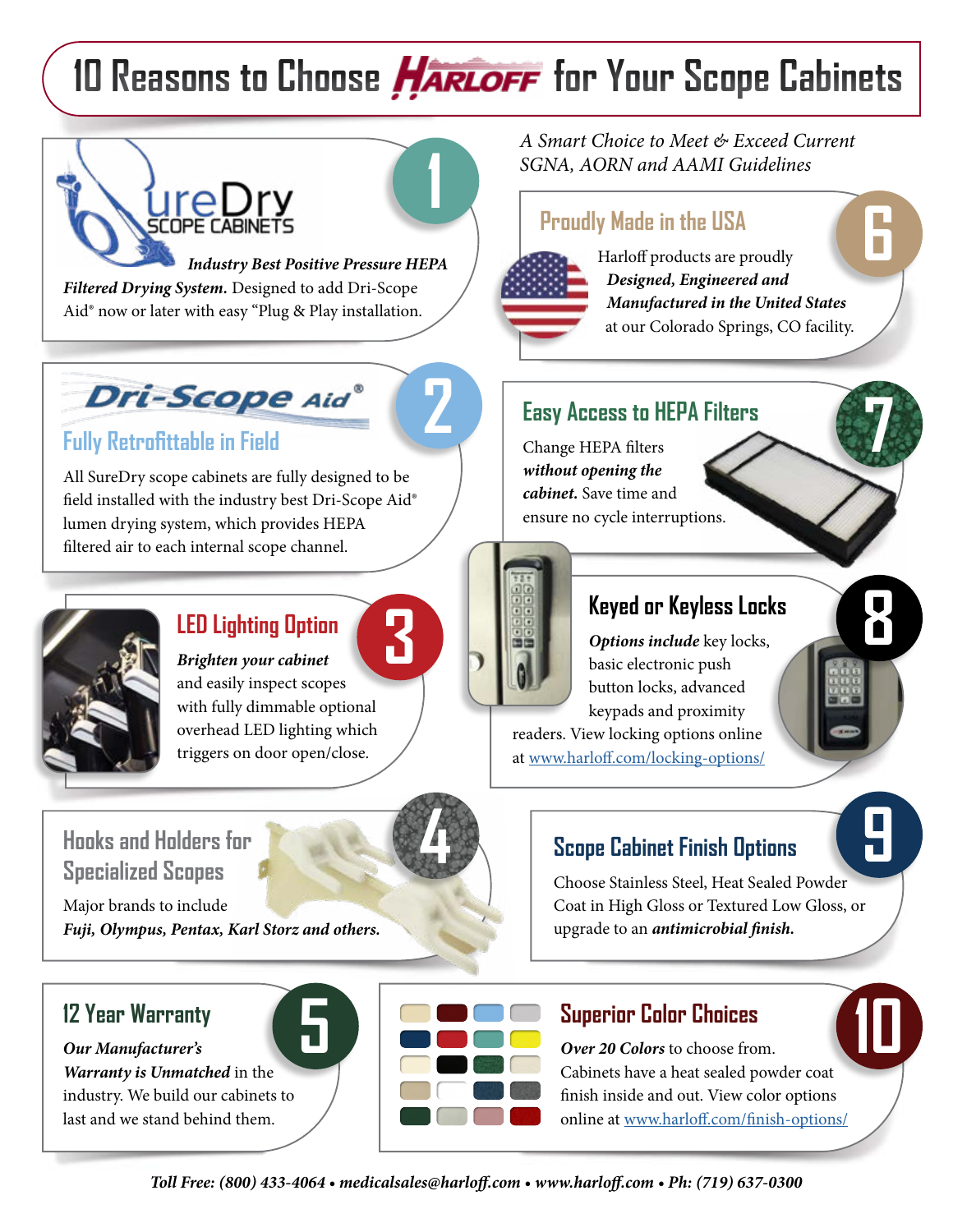# 10 Reasons to Choose Harloff for Your Scope Cabinets

*A Smart Choice to Meet & Exceed Current SGNA, AORN and AAMI Guidelines*

## 1

SureDry SCOPE CABINETS

***Industry Best Positive Pressure HEPA Filtered Drying System.*** Designed to add Dri-Scope Aid® now or later with easy "Plug & Play installation.

## 2

Dri-Scope Aid®

### Fully Retrofittable in Field

All SureDry scope cabinets are fully designed to be field installed with the industry best Dri-Scope Aid® lumen drying system, which provides HEPA filtered air to each internal scope channel.

## 3

### LED Lighting Option

***Brighten your cabinet*** and easily inspect scopes with fully dimmable optional overhead LED lighting which triggers on door open/close.

## 4

### Hooks and Holders for Specialized Scopes

Major brands to include ***Fuji, Olympus, Pentax, Karl Storz and others.***

## 5

### 12 Year Warranty

***Our Manufacturer's Warranty is Unmatched*** in the industry. We build our cabinets to last and we stand behind them.

## 6

### Proudly Made in the USA

Harloff products are proudly ***Designed, Engineered and Manufactured in the United States*** at our Colorado Springs, CO facility.

## 7

### Easy Access to HEPA Filters

Change HEPA filters ***without opening the cabinet.*** Save time and ensure no cycle interruptions.

## 8

### Keyed or Keyless Locks

***Options include*** key locks, basic electronic push button locks, advanced keypads and proximity readers. View locking options online at www.harloff.com/locking-options/

## 9

### Scope Cabinet Finish Options

Choose Stainless Steel, Heat Sealed Powder Coat in High Gloss or Textured Low Gloss, or upgrade to an ***antimicrobial finish.***

## 10

### Superior Color Choices

***Over 20 Colors*** to choose from. Cabinets have a heat sealed powder coat finish inside and out. View color options online at www.harloff.com/finish-options/

***Toll Free: (800) 433-4064 • medicalsales@harloff.com • www.harloff.com • Ph: (719) 637-0300***